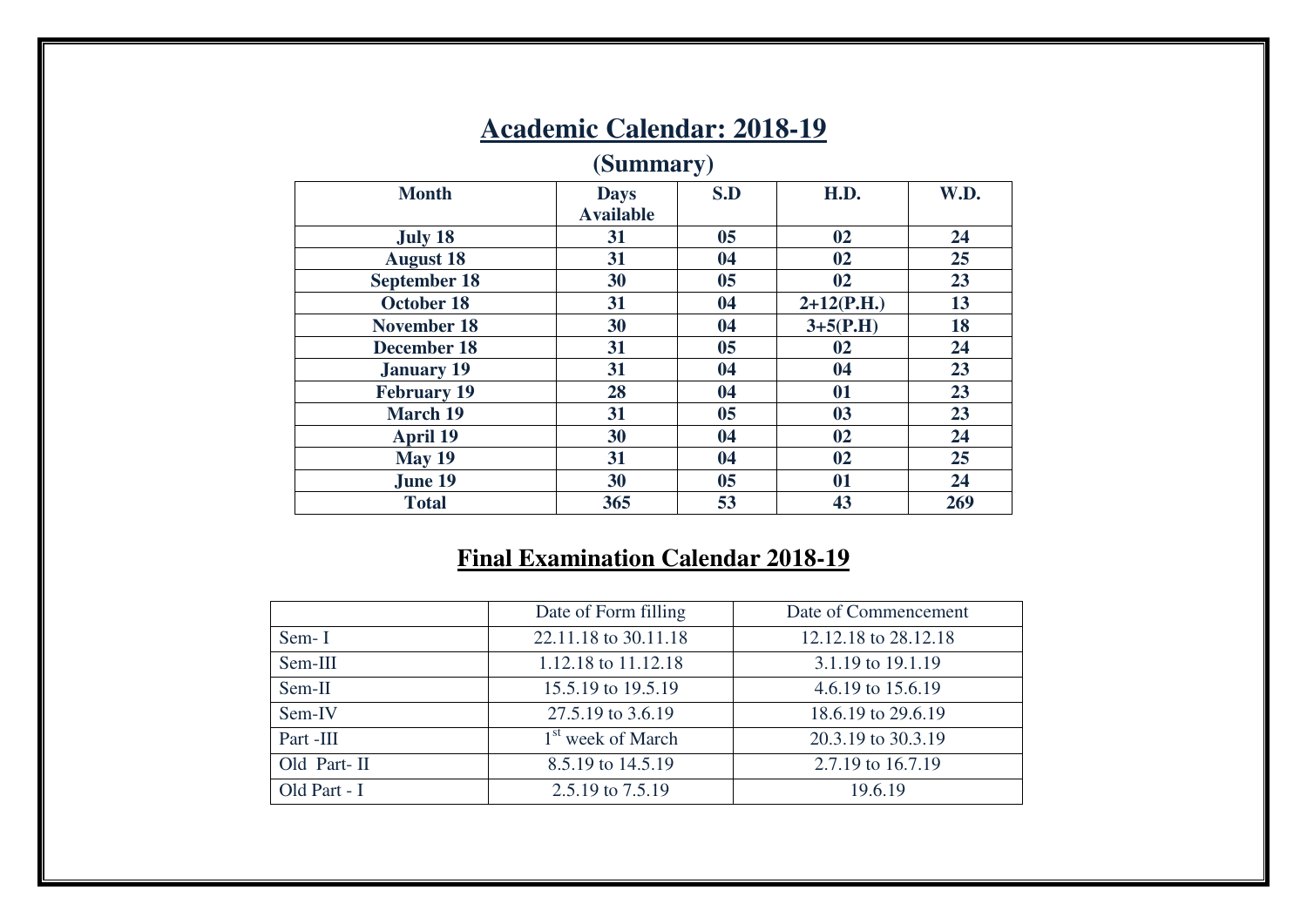# Academic Calendar: 2018-19

## (Summary)

| Month | Days Available | S.D | H.D. | W.D. |
|---|---|---|---|---|
| July 18 | 31 | 05 | 02 | 24 |
| August 18 | 31 | 04 | 02 | 25 |
| September 18 | 30 | 05 | 02 | 23 |
| October 18 | 31 | 04 | 2+12(P.H.) | 13 |
| November 18 | 30 | 04 | 3+5(P.H) | 18 |
| December 18 | 31 | 05 | 02 | 24 |
| January 19 | 31 | 04 | 04 | 23 |
| February 19 | 28 | 04 | 01 | 23 |
| March 19 | 31 | 05 | 03 | 23 |
| April 19 | 30 | 04 | 02 | 24 |
| May 19 | 31 | 04 | 02 | 25 |
| June 19 | 30 | 05 | 01 | 24 |
| Total | 365 | 53 | 43 | 269 |

# Final Examination Calendar 2018-19

| | Date of Form filling | Date of Commencement |
|---|---|---|
| Sem- I | 22.11.18 to 30.11.18 | 12.12.18 to 28.12.18 |
| Sem-III | 1.12.18 to 11.12.18 | 3.1.19 to 19.1.19 |
| Sem-II | 15.5.19 to 19.5.19 | 4.6.19 to 15.6.19 |
| Sem-IV | 27.5.19 to 3.6.19 | 18.6.19 to 29.6.19 |
| Part -III | 1st week of March | 20.3.19 to 30.3.19 |
| Old Part- II | 8.5.19 to 14.5.19 | 2.7.19 to 16.7.19 |
| Old Part - I | 2.5.19 to 7.5.19 | 19.6.19 |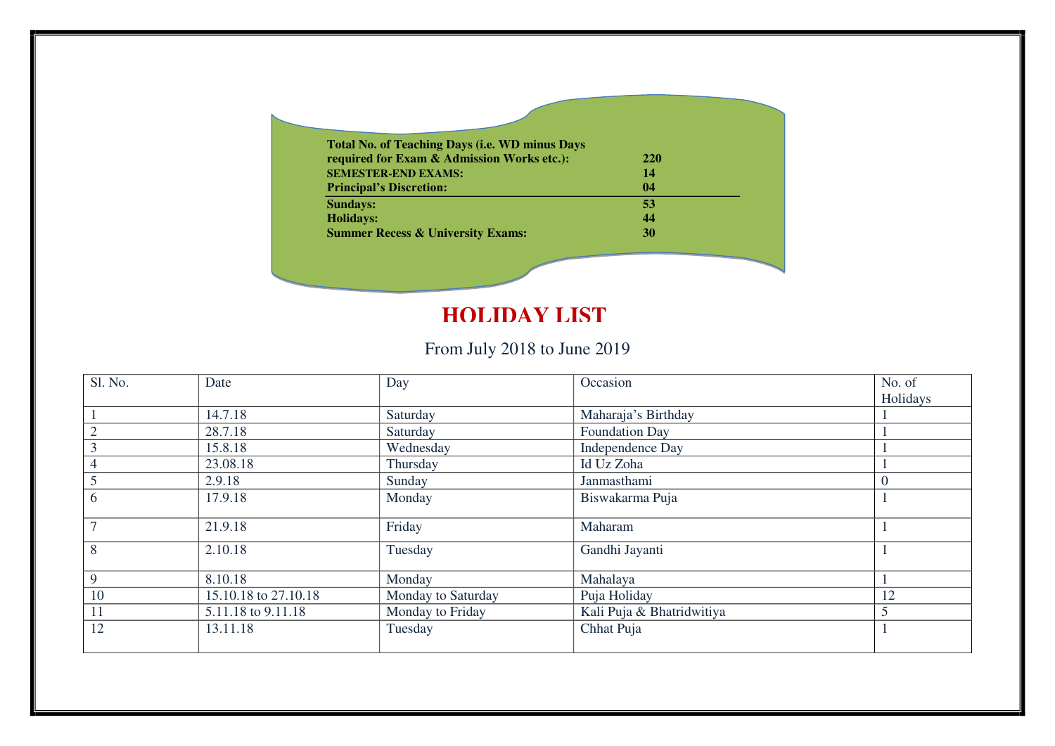**Total No. of Teaching Days (i.e. WD minus Days required for Exam & Admission Works etc.):** **220**
**SEMESTER-END EXAMS:** **14**
**Principal's Discretion:** **04**

---

**Sundays:** **53**
**Holidays:** **44**
**Summer Recess & University Exams:** **30**

# HOLIDAY LIST

From July 2018 to June 2019

| Sl. No. | Date | Day | Occasion | No. of Holidays |
|---|---|---|---|---|
| 1 | 14.7.18 | Saturday | Maharaja's Birthday | 1 |
| 2 | 28.7.18 | Saturday | Foundation Day | 1 |
| 3 | 15.8.18 | Wednesday | Independence Day | 1 |
| 4 | 23.08.18 | Thursday | Id Uz Zoha | 1 |
| 5 | 2.9.18 | Sunday | Janmasthami | 0 |
| 6 | 17.9.18 | Monday | Biswakarma Puja | 1 |
| 7 | 21.9.18 | Friday | Maharam | 1 |
| 8 | 2.10.18 | Tuesday | Gandhi Jayanti | 1 |
| 9 | 8.10.18 | Monday | Mahalaya | 1 |
| 10 | 15.10.18 to 27.10.18 | Monday to Saturday | Puja Holiday | 12 |
| 11 | 5.11.18 to 9.11.18 | Monday to Friday | Kali Puja & Bhatridwitiya | 5 |
| 12 | 13.11.18 | Tuesday | Chhat Puja | 1 |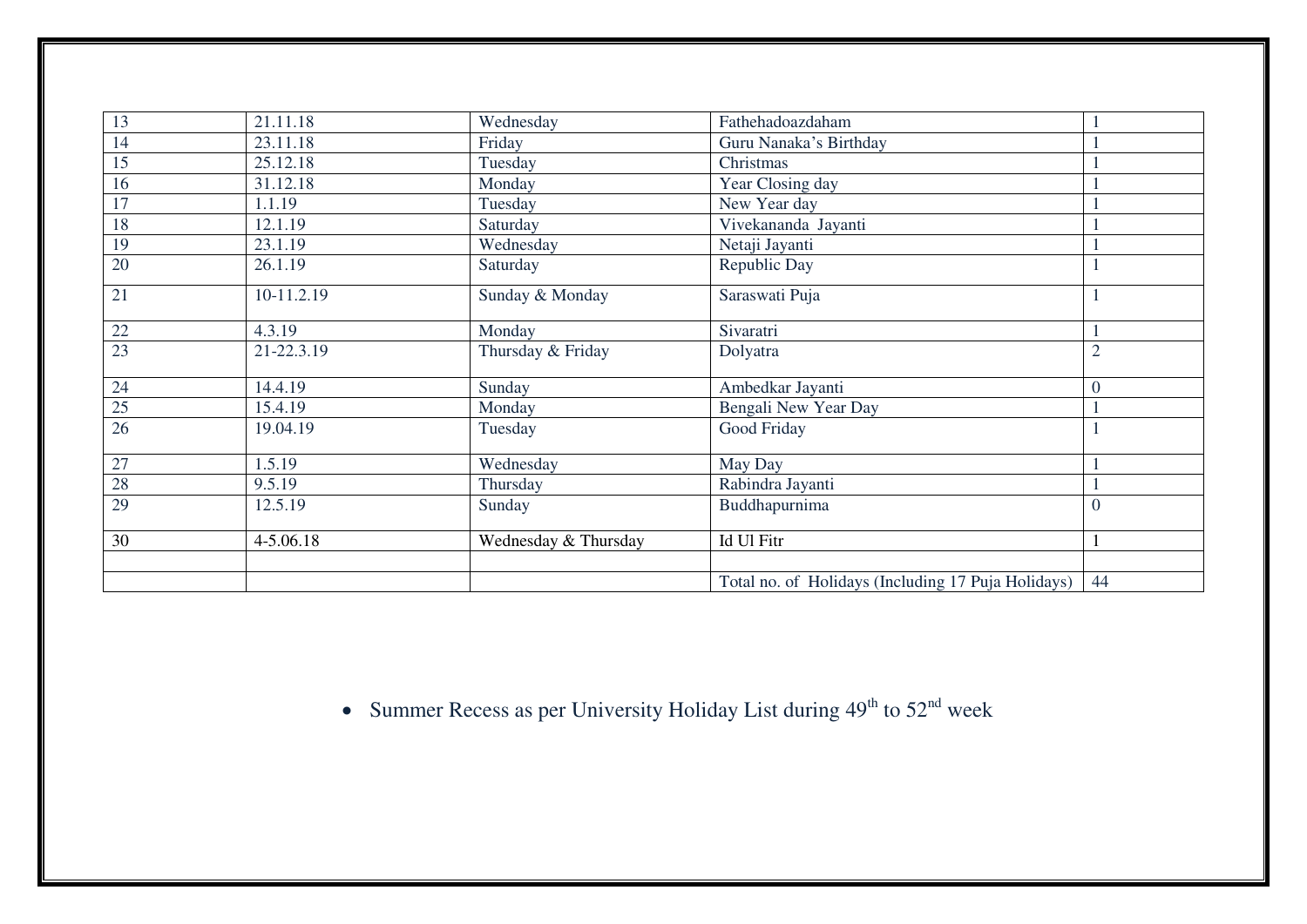| 13 | 21.11.18 | Wednesday | Fathehadoazdaham | 1 |
|---|---|---|---|---|
| 14 | 23.11.18 | Friday | Guru Nanaka's Birthday | 1 |
| 15 | 25.12.18 | Tuesday | Christmas | 1 |
| 16 | 31.12.18 | Monday | Year Closing day | 1 |
| 17 | 1.1.19 | Tuesday | New Year day | 1 |
| 18 | 12.1.19 | Saturday | Vivekananda Jayanti | 1 |
| 19 | 23.1.19 | Wednesday | Netaji Jayanti | 1 |
| 20 | 26.1.19 | Saturday | Republic Day | 1 |
| 21 | 10-11.2.19 | Sunday & Monday | Saraswati Puja | 1 |
| 22 | 4.3.19 | Monday | Sivaratri | 1 |
| 23 | 21-22.3.19 | Thursday & Friday | Dolyatra | 2 |
| 24 | 14.4.19 | Sunday | Ambedkar Jayanti | 0 |
| 25 | 15.4.19 | Monday | Bengali New Year Day | 1 |
| 26 | 19.04.19 | Tuesday | Good Friday | 1 |
| 27 | 1.5.19 | Wednesday | May Day | 1 |
| 28 | 9.5.19 | Thursday | Rabindra Jayanti | 1 |
| 29 | 12.5.19 | Sunday | Buddhapurnima | 0 |
| 30 | 4-5.06.18 | Wednesday & Thursday | Id Ul Fitr | 1 |
| | | | | |
| | | | Total no. of Holidays (Including 17 Puja Holidays) | 44 |

- Summer Recess as per University Holiday List during 49th to 52nd week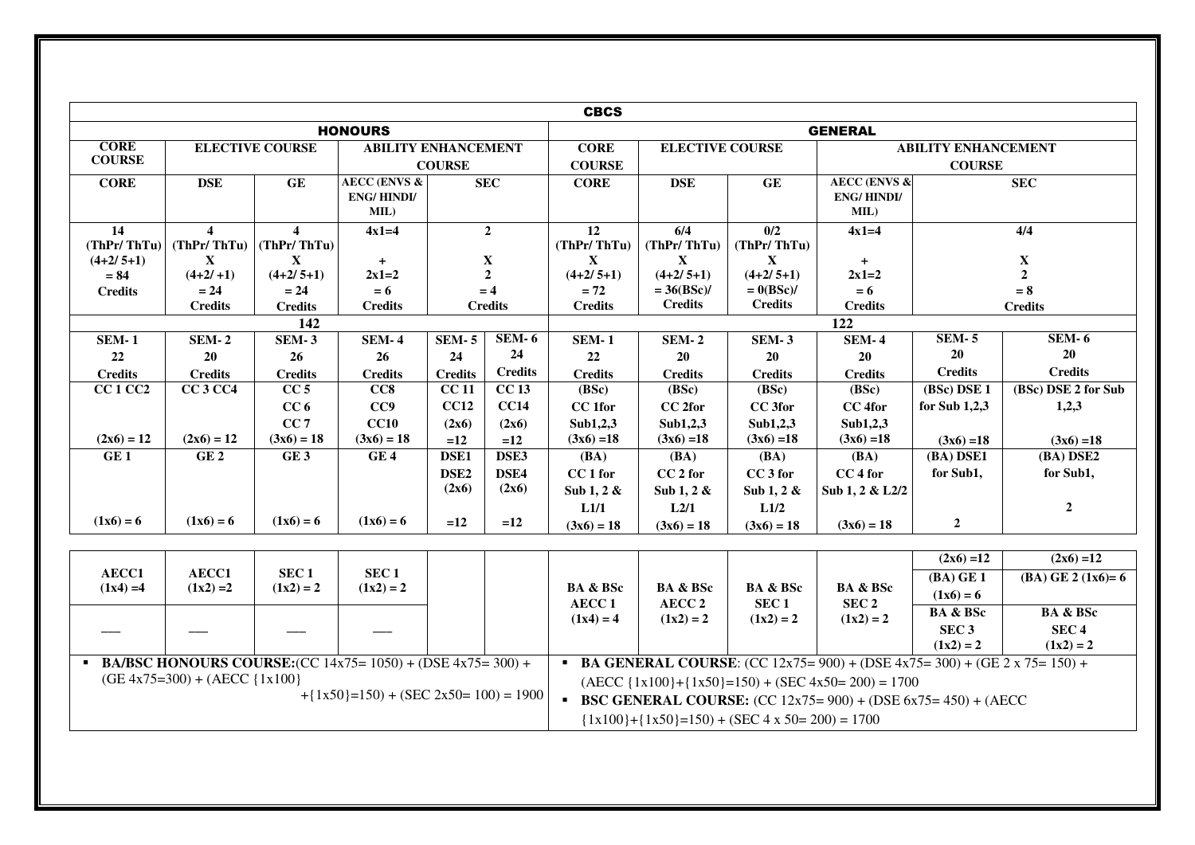| CBCS | | | | | | | | | | | | |
|---|---|---|---|---|---|---|---|---|---|---|---|---|
| HONOURS | | | | | | GENERAL | | | | | | |
| CORE COURSE | ELECTIVE COURSE | | ABILITY ENHANCEMENT COURSE | | | CORE COURSE | ELECTIVE COURSE | | ABILITY ENHANCEMENT COURSE | | | |
| CORE | DSE | GE | AECC (ENVS & ENG/ HINDI/ MIL) | SEC | | CORE | DSE | GE | AECC (ENVS & ENG/ HINDI/ MIL) | SEC | | |
| 14 (ThPr/ ThTu) (4+2/ 5+1) = 84 Credits | 4 (ThPr/ ThTu) X (4+2/ +1) = 24 Credits | 4 (ThPr/ ThTu) X (4+2/ 5+1) = 24 Credits | 4x1=4 + 2x1=2 = 6 Credits | 2 X 2 = 4 Credits | | 12 (ThPr/ ThTu) X (4+2/ 5+1) = 72 Credits | 6/4 (ThPr/ ThTu) X (4+2/ 5+1) = 36(BSc)/ Credits | 0/2 (ThPr/ ThTu) X (4+2/ 5+1) = 0(BSc)/ Credits | 4x1=4 + 2x1=2 = 6 Credits | 4/4 X 2 = 8 Credits | | |
| 142 | | | | | | 122 | | | | | | |
| SEM- 1 22 Credits | SEM- 2 20 Credits | SEM- 3 26 Credits | SEM- 4 26 Credits | SEM- 5 24 Credits | SEM- 6 24 Credits | SEM- 1 22 Credits | SEM- 2 20 Credits | SEM- 3 20 Credits | SEM- 4 20 Credits | SEM- 5 20 Credits | SEM- 6 20 Credits | |
| CC 1 CC2 (2x6) = 12 | CC 3 CC4 (2x6) = 12 | CC 5 CC 6 CC 7 (3x6) = 18 | CC8 CC9 CC10 (3x6) = 18 | CC 11 CC12 (2x6) =12 | CC 13 CC14 (2x6) =12 | (BSc) CC 1for Sub1,2,3 (3x6) =18 | (BSc) CC 2for Sub1,2,3 (3x6) =18 | (BSc) CC 3for Sub1,2,3 (3x6) =18 | (BSc) CC 4for Sub1,2,3 (3x6) =18 | (BSc) DSE 1 for Sub 1,2,3 (3x6) =18 | (BSc) DSE 2 for Sub 1,2,3 (3x6) =18 | |
| GE 1 (1x6) = 6 | GE 2 (1x6) = 6 | GE 3 (1x6) = 6 | GE 4 (1x6) = 6 | DSE1 DSE2 (2x6) =12 | DSE3 DSE4 (2x6) =12 | (BA) CC 1 for Sub 1, 2 & L1/1 (3x6) = 18 | (BA) CC 2 for Sub 1, 2 & L2/1 (3x6) = 18 | (BA) CC 3 for Sub 1, 2 & L1/2 (3x6) = 18 | (BA) CC 4 for Sub 1, 2 & L2/2 (3x6) = 18 | (BA) DSE1 for Sub1, 2 (2x6) =12 | (BA) DSE2 for Sub1, 2 (2x6) =12 | |
| AECC1 (1x4) =4 | AECC1 (1x2) =2 | SEC 1 (1x2) = 2 | SEC 1 (1x2) = 2 | | | BA & BSc AECC 1 (1x4) = 4 | BA & BSc AECC 2 (1x2) = 2 | BA & BSc SEC 1 (1x2) = 2 | BA & BSc SEC 2 (1x2) = 2 | (BA) GE 1 (1x6) = 6 | (BA) GE 2 (1x6)= 6 | |
| ___ | ___ | ___ | ___ | | | | | | | BA & BSc SEC 3 (1x2) = 2 | BA & BSc SEC 4 (1x2) = 2 | |

- **BA/BSC HONOURS COURSE:**(CC 14x75= 1050) + (DSE 4x75= 300) + (GE 4x75=300) + (AECC {1x100} +{1x50}=150) + (SEC 2x50= 100) = 1900

- **BA GENERAL COURSE**: (CC 12x75= 900) + (DSE 4x75= 300) + (GE 2 x 75= 150) + (AECC {1x100}+{1x50}=150) + (SEC 4x50= 200) = 1700
- **BSC GENERAL COURSE:** (CC 12x75= 900) + (DSE 6x75= 450) + (AECC {1x100}+{1x50}=150) + (SEC 4 x 50= 200) = 1700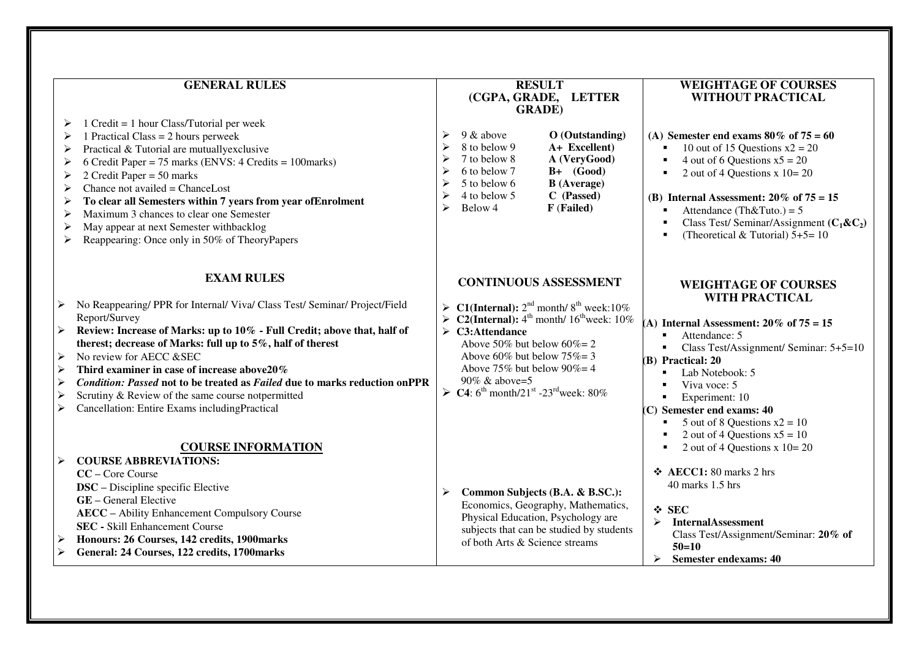## GENERAL RULES

- 1 Credit = 1 hour Class/Tutorial per week
- 1 Practical Class = 2 hours perweek
- Practical & Tutorial are mutuallyexclusive
- 6 Credit Paper = 75 marks (ENVS: 4 Credits = 100marks)
- 2 Credit Paper = 50 marks
- Chance not availed = ChanceLost
- **To clear all Semesters within 7 years from year ofEnrolment**
- Maximum 3 chances to clear one Semester
- May appear at next Semester withbacklog
- Reappearing: Once only in 50% of TheoryPapers

## EXAM RULES

- No Reappearing/ PPR for Internal/ Viva/ Class Test/ Seminar/ Project/Field Report/Survey
- **Review: Increase of Marks: up to 10% - Full Credit; above that, half of therest; decrease of Marks: full up to 5%, half of therest**
- No review for AECC &SEC
- **Third examiner in case of increase above20%**
- ***Condition: Passed*** **not to be treated as** ***Failed*** **due to marks reduction onPPR**
- Scrutiny & Review of the same course notpermitted
- Cancellation: Entire Exams includingPractical

## COURSE INFORMATION

- **COURSE ABBREVIATIONS:**
  **CC** – Core Course
  **DSC** – Discipline specific Elective
  **GE** – General Elective
  **AECC** – Ability Enhancement Compulsory Course
  **SEC** - Skill Enhancement Course
- **Honours: 26 Courses, 142 credits, 1900marks**
- **General: 24 Courses, 122 credits, 1700marks**

## RESULT (CGPA, GRADE, LETTER GRADE)

- 9 & above **O (Outstanding)**
- 8 to below 9 **A+ Excellent)**
- 7 to below 8 **A (VeryGood)**
- 6 to below 7 **B+ (Good)**
- 5 to below 6 **B (Average)**
- 4 to below 5 **C (Passed)**
- Below 4 **F (Failed)**

## CONTINUOUS ASSESSMENT

- **C1(Internal):** 2nd month/ 8th week:10%
- **C2(Internal):** 4th month/ 16th week: 10%
- **C3:Attendance**
  Above 50% but below 60%= 2
  Above 60% but below 75%= 3
  Above 75% but below 90%= 4
  90% & above=5
- **C4**: 6th month/21st -23rd week: 80%

- **Common Subjects (B.A. & B.SC.):** Economics, Geography, Mathematics, Physical Education, Psychology are subjects that can be studied by students of both Arts & Science streams

## WEIGHTAGE OF COURSES WITHOUT PRACTICAL

**(A) Semester end exams 80% of 75 = 60**
- 10 out of 15 Questions x2 = 20
- 4 out of 6 Questions x5 = 20
- 2 out of 4 Questions x 10= 20

**(B) Internal Assessment: 20% of 75 = 15**
- Attendance (Th&Tuto.) = 5
- Class Test/ Seminar/Assignment **($C_1$&$C_2$)**
- (Theoretical & Tutorial) 5+5= 10

## WEIGHTAGE OF COURSES WITH PRACTICAL

**(A) Internal Assessment: 20% of 75 = 15**
- Attendance: 5
- Class Test/Assignment/ Seminar: 5+5=10

**(B) Practical: 20**
- Lab Notebook: 5
- Viva voce: 5
- Experiment: 10

**(C) Semester end exams: 40**
- 5 out of 8 Questions x2 = 10
- 2 out of 4 Questions x5 = 10
- 2 out of 4 Questions x 10= 20

- **AECC1:** 80 marks 2 hrs
  40 marks 1.5 hrs

- **SEC**
  - **InternalAssessment**
    Class Test/Assignment/Seminar: **20% of 50=10**
  - **Semester endexams: 40**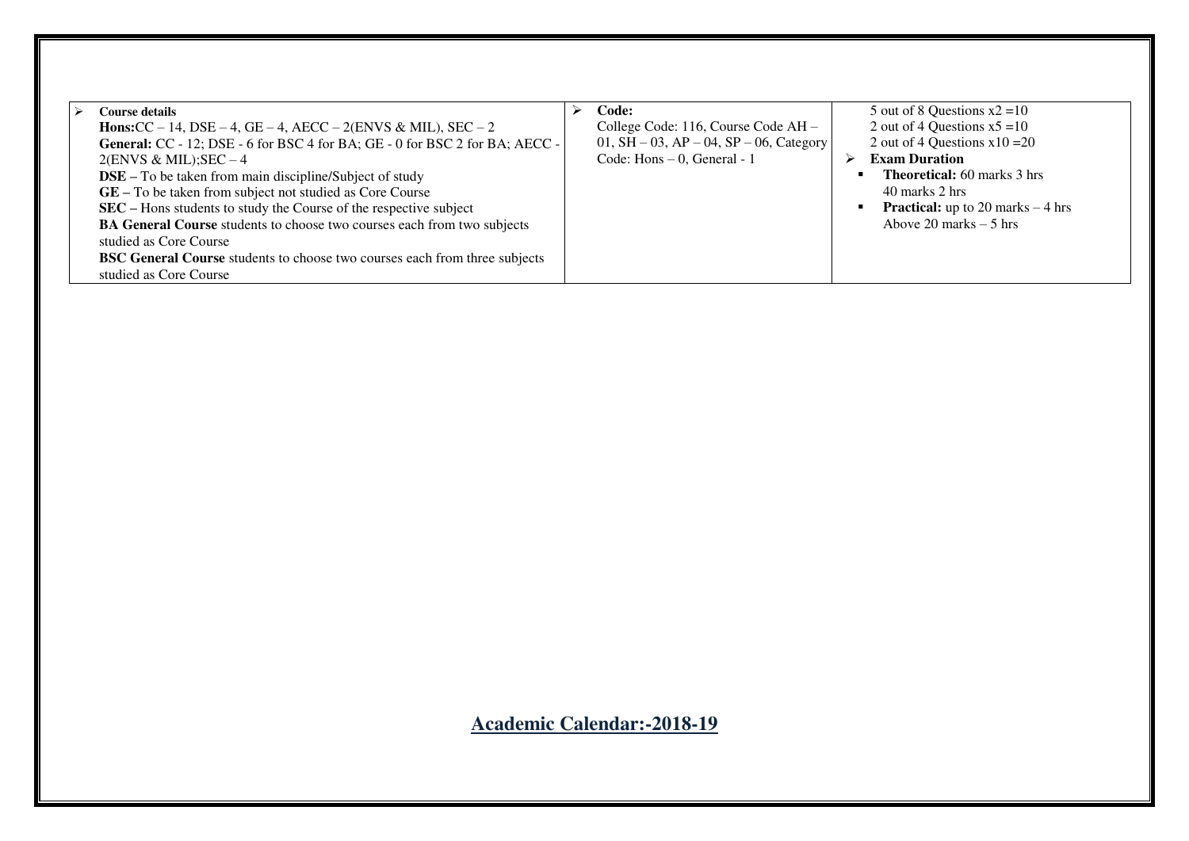| | | |
|---|---|---|
| ➢ **Course details**<br>**Hons:**CC – 14, DSE – 4, GE – 4, AECC – 2(ENVS & MIL), SEC – 2<br>**General:** CC - 12; DSE - 6 for BSC 4 for BA; GE - 0 for BSC 2 for BA; AECC - 2(ENVS & MIL);SEC – 4<br>**DSE –** To be taken from main discipline/Subject of study<br>**GE –** To be taken from subject not studied as Core Course<br>**SEC –** Hons students to study the Course of the respective subject<br>**BA General Course** students to choose two courses each from two subjects studied as Core Course<br>**BSC General Course** students to choose two courses each from three subjects studied as Core Course | ➢ **Code:**<br>College Code: 116, Course Code AH – 01, SH – 03, AP – 04, SP – 06, Category Code: Hons – 0, General - 1 | 5 out of 8 Questions x2 =10<br>2 out of 4 Questions x5 =10<br>2 out of 4 Questions x10 =20<br>➢ **Exam Duration**<br>▪ **Theoretical:** 60 marks 3 hrs<br>40 marks 2 hrs<br>▪ **Practical:** up to 20 marks – 4 hrs<br>Above 20 marks – 5 hrs |

## Academic Calendar:-2018-19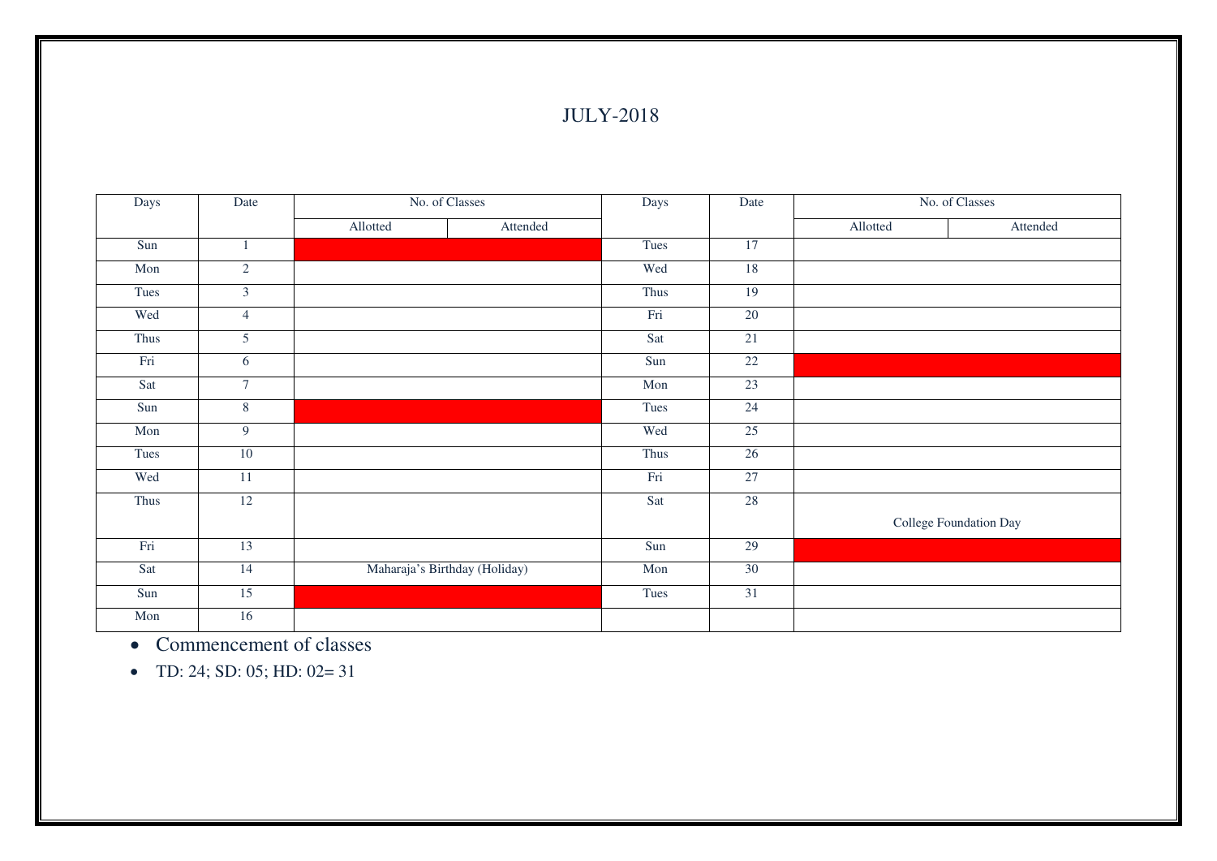# JULY-2018

| Days | Date | No. of Classes | | Days | Date | No. of Classes | |
|---|---|---|---|---|---|---|---|
| | | Allotted | Attended | | | Allotted | Attended |
| Sun | 1 | | | Tues | 17 | | |
| Mon | 2 | | | Wed | 18 | | |
| Tues | 3 | | | Thus | 19 | | |
| Wed | 4 | | | Fri | 20 | | |
| Thus | 5 | | | Sat | 21 | | |
| Fri | 6 | | | Sun | 22 | | |
| Sat | 7 | | | Mon | 23 | | |
| Sun | 8 | | | Tues | 24 | | |
| Mon | 9 | | | Wed | 25 | | |
| Tues | 10 | | | Thus | 26 | | |
| Wed | 11 | | | Fri | 27 | | |
| Thus | 12 | | | Sat | 28 | College Foundation Day | |
| Fri | 13 | | | Sun | 29 | | |
| Sat | 14 | Maharaja's Birthday (Holiday) | | Mon | 30 | | |
| Sun | 15 | | | Tues | 31 | | |
| Mon | 16 | | | | | | |

- Commencement of classes
- TD: 24; SD: 05; HD: 02= 31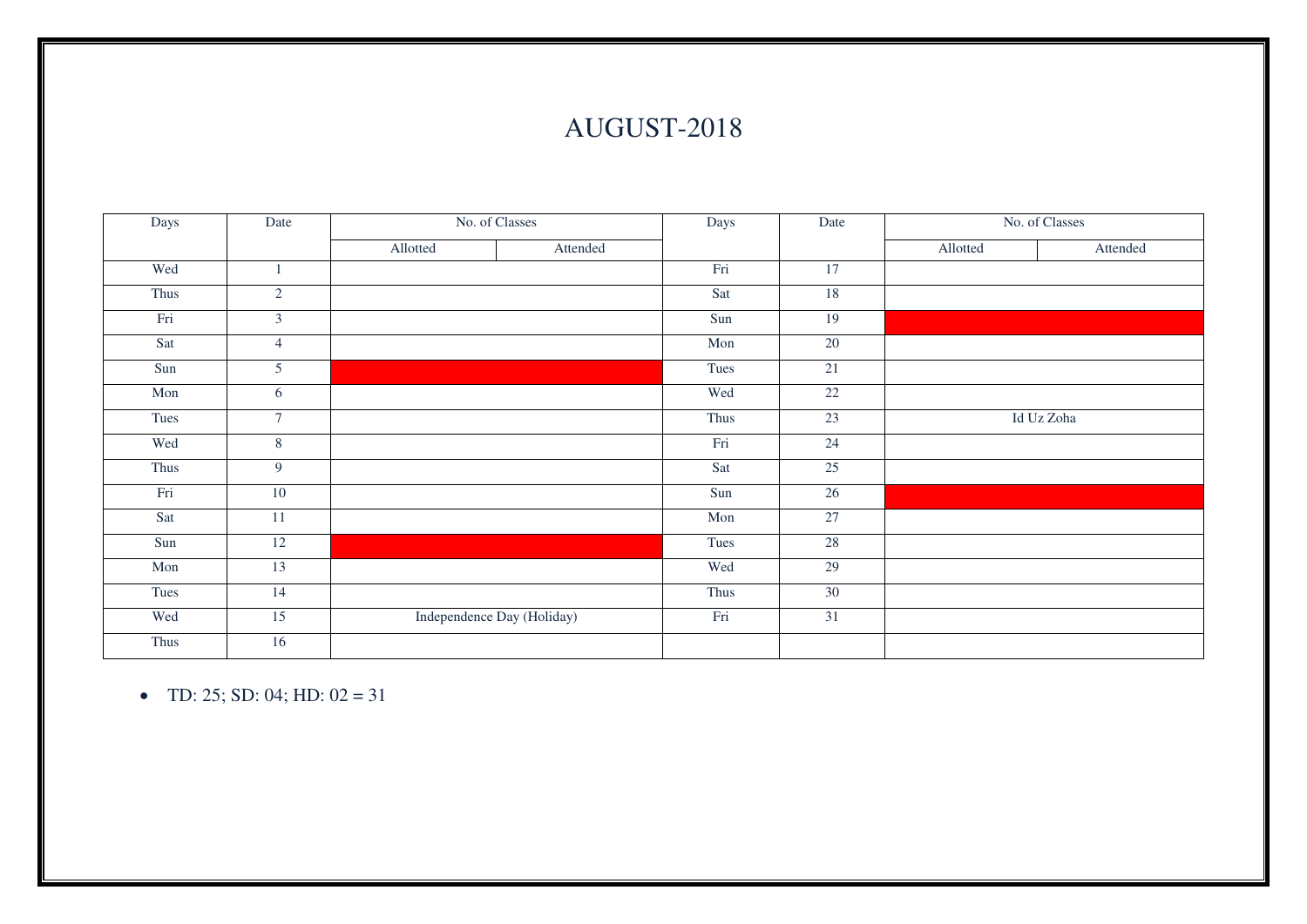# AUGUST-2018

| Days | Date | No. of Classes | | Days | Date | No. of Classes | |
|---|---|---|---|---|---|---|---|
| | | Allotted | Attended | | | Allotted | Attended |
| Wed | 1 | | | Fri | 17 | | |
| Thus | 2 | | | Sat | 18 | | |
| Fri | 3 | | | Sun | 19 | | |
| Sat | 4 | | | Mon | 20 | | |
| Sun | 5 | | | Tues | 21 | | |
| Mon | 6 | | | Wed | 22 | | |
| Tues | 7 | | | Thus | 23 | Id Uz Zoha | |
| Wed | 8 | | | Fri | 24 | | |
| Thus | 9 | | | Sat | 25 | | |
| Fri | 10 | | | Sun | 26 | | |
| Sat | 11 | | | Mon | 27 | | |
| Sun | 12 | | | Tues | 28 | | |
| Mon | 13 | | | Wed | 29 | | |
| Tues | 14 | | | Thus | 30 | | |
| Wed | 15 | Independence Day (Holiday) | | Fri | 31 | | |
| Thus | 16 | | | | | | |

- TD: 25; SD: 04; HD: 02 = 31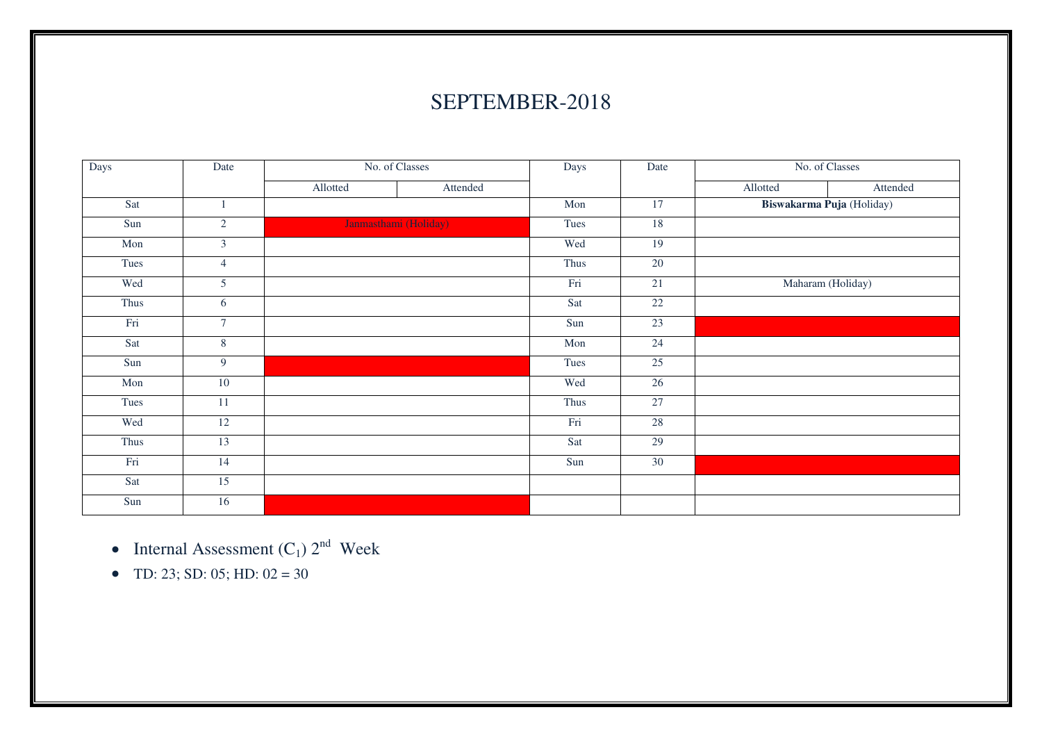# SEPTEMBER-2018

| Days | Date | No. of Classes | | Days | Date | No. of Classes | |
|---|---|---|---|---|---|---|---|
| | | Allotted | Attended | | | Allotted | Attended |
| Sat | 1 | | | Mon | 17 | **Biswakarma Puja** (Holiday) | |
| Sun | 2 | Janmasthami (Holiday) | | Tues | 18 | | |
| Mon | 3 | | | Wed | 19 | | |
| Tues | 4 | | | Thus | 20 | | |
| Wed | 5 | | | Fri | 21 | Maharam (Holiday) | |
| Thus | 6 | | | Sat | 22 | | |
| Fri | 7 | | | Sun | 23 | | |
| Sat | 8 | | | Mon | 24 | | |
| Sun | 9 | | | Tues | 25 | | |
| Mon | 10 | | | Wed | 26 | | |
| Tues | 11 | | | Thus | 27 | | |
| Wed | 12 | | | Fri | 28 | | |
| Thus | 13 | | | Sat | 29 | | |
| Fri | 14 | | | Sun | 30 | | |
| Sat | 15 | | | | | | |
| Sun | 16 | | | | | | |

- Internal Assessment ($C_1$) 2nd Week
- TD: 23; SD: 05; HD: 02 = 30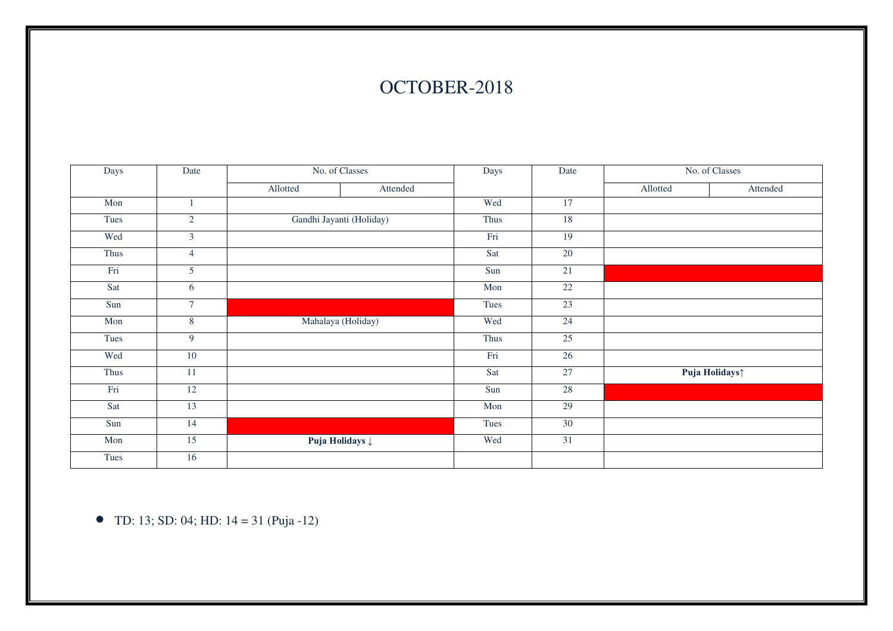# OCTOBER-2018

| Days | Date | No. of Classes | | Days | Date | No. of Classes | |
|---|---|---|---|---|---|---|---|
| | | Allotted | Attended | | | Allotted | Attended |
| Mon | 1 | | | Wed | 17 | | |
| Tues | 2 | Gandhi Jayanti (Holiday) | | Thus | 18 | | |
| Wed | 3 | | | Fri | 19 | | |
| Thus | 4 | | | Sat | 20 | | |
| Fri | 5 | | | Sun | 21 | | |
| Sat | 6 | | | Mon | 22 | | |
| Sun | 7 | | | Tues | 23 | | |
| Mon | 8 | Mahalaya (Holiday) | | Wed | 24 | | |
| Tues | 9 | | | Thus | 25 | | |
| Wed | 10 | | | Fri | 26 | | |
| Thus | 11 | | | Sat | 27 | **Puja Holidays↑** | |
| Fri | 12 | | | Sun | 28 | | |
| Sat | 13 | | | Mon | 29 | | |
| Sun | 14 | | | Tues | 30 | | |
| Mon | 15 | **Puja Holidays ↓** | | Wed | 31 | | |
| Tues | 16 | | | | | | |

- TD: 13; SD: 04; HD: 14 = 31 (Puja -12)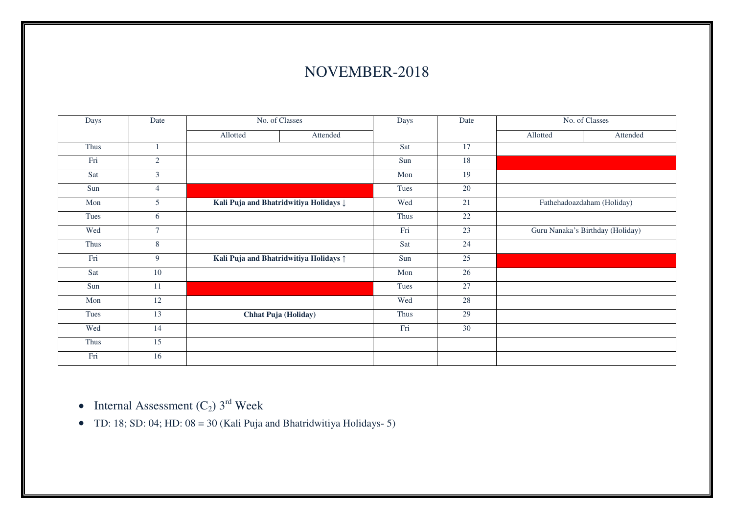# NOVEMBER-2018

| Days | Date | No. of Classes | | Days | Date | No. of Classes | |
|---|---|---|---|---|---|---|---|
| | | Allotted | Attended | | | Allotted | Attended |
| Thus | 1 | | | Sat | 17 | | |
| Fri | 2 | | | Sun | 18 | | |
| Sat | 3 | | | Mon | 19 | | |
| Sun | 4 | | | Tues | 20 | | |
| Mon | 5 | **Kali Puja and Bhatridwitiya Holidays ↓** | | Wed | 21 | Fathehadoazdaham (Holiday) | |
| Tues | 6 | | | Thus | 22 | | |
| Wed | 7 | | | Fri | 23 | Guru Nanaka's Birthday (Holiday) | |
| Thus | 8 | | | Sat | 24 | | |
| Fri | 9 | **Kali Puja and Bhatridwitiya Holidays ↑** | | Sun | 25 | | |
| Sat | 10 | | | Mon | 26 | | |
| Sun | 11 | | | Tues | 27 | | |
| Mon | 12 | | | Wed | 28 | | |
| Tues | 13 | **Chhat Puja (Holiday)** | | Thus | 29 | | |
| Wed | 14 | | | Fri | 30 | | |
| Thus | 15 | | | | | | |
| Fri | 16 | | | | | | |

- Internal Assessment ($C_2$) 3rd Week
- TD: 18; SD: 04; HD: 08 = 30 (Kali Puja and Bhatridwitiya Holidays- 5)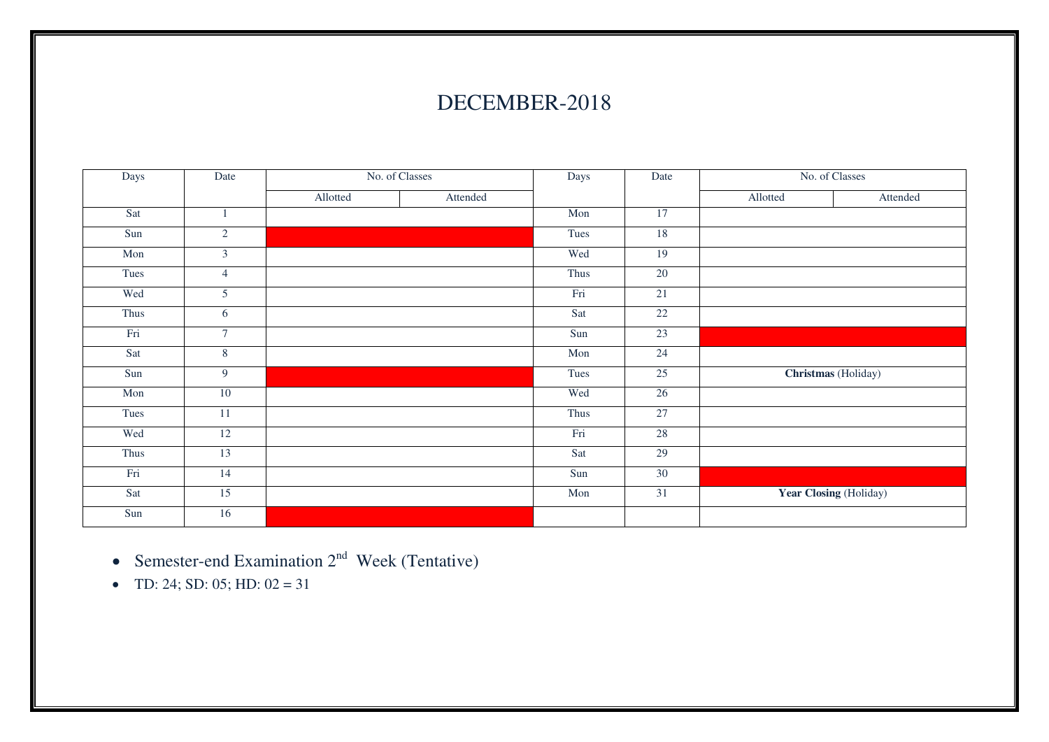# DECEMBER-2018

| Days | Date | No. of Classes | | Days | Date | No. of Classes | |
|---|---|---|---|---|---|---|---|
| | | Allotted | Attended | | | Allotted | Attended |
| Sat | 1 | | | Mon | 17 | | |
| Sun | 2 | | | Tues | 18 | | |
| Mon | 3 | | | Wed | 19 | | |
| Tues | 4 | | | Thus | 20 | | |
| Wed | 5 | | | Fri | 21 | | |
| Thus | 6 | | | Sat | 22 | | |
| Fri | 7 | | | Sun | 23 | | |
| Sat | 8 | | | Mon | 24 | | |
| Sun | 9 | | | Tues | 25 | **Christmas** (Holiday) | |
| Mon | 10 | | | Wed | 26 | | |
| Tues | 11 | | | Thus | 27 | | |
| Wed | 12 | | | Fri | 28 | | |
| Thus | 13 | | | Sat | 29 | | |
| Fri | 14 | | | Sun | 30 | | |
| Sat | 15 | | | Mon | 31 | **Year Closing** (Holiday) | |
| Sun | 16 | | | | | | |

- Semester-end Examination 2nd Week (Tentative)
- TD: 24; SD: 05; HD: 02 = 31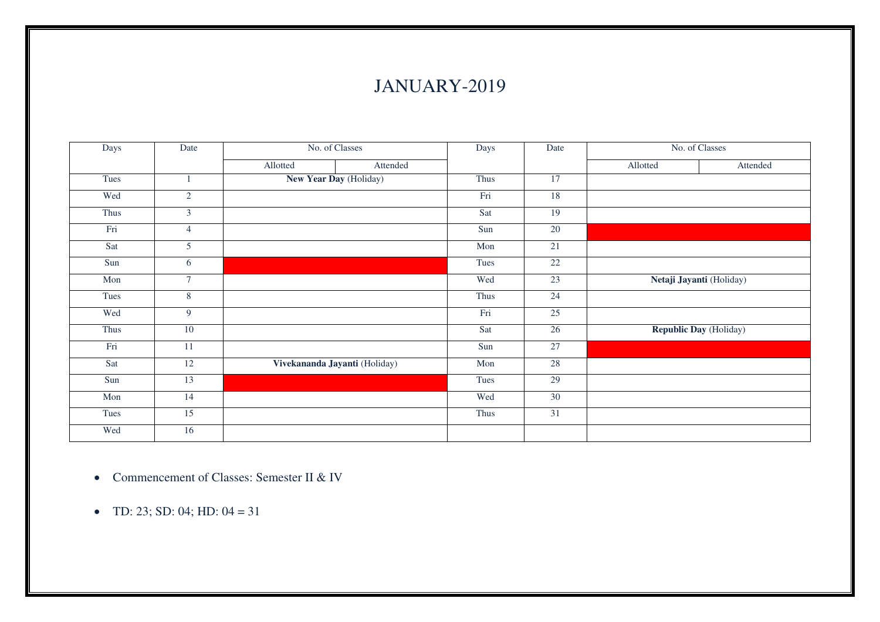# JANUARY-2019

| Days | Date | No. of Classes | | Days | Date | No. of Classes | |
|---|---|---|---|---|---|---|---|
| | | Allotted | Attended | | | Allotted | Attended |
| Tues | 1 | **New Year Day** (Holiday) | | Thus | 17 | | |
| Wed | 2 | | | Fri | 18 | | |
| Thus | 3 | | | Sat | 19 | | |
| Fri | 4 | | | Sun | 20 | | |
| Sat | 5 | | | Mon | 21 | | |
| Sun | 6 | | | Tues | 22 | | |
| Mon | 7 | | | Wed | 23 | **Netaji Jayanti** (Holiday) | |
| Tues | 8 | | | Thus | 24 | | |
| Wed | 9 | | | Fri | 25 | | |
| Thus | 10 | | | Sat | 26 | **Republic Day** (Holiday) | |
| Fri | 11 | | | Sun | 27 | | |
| Sat | 12 | **Vivekananda Jayanti** (Holiday) | | Mon | 28 | | |
| Sun | 13 | | | Tues | 29 | | |
| Mon | 14 | | | Wed | 30 | | |
| Tues | 15 | | | Thus | 31 | | |
| Wed | 16 | | | | | | |

- Commencement of Classes: Semester II & IV
- TD: 23; SD: 04; HD: 04 = 31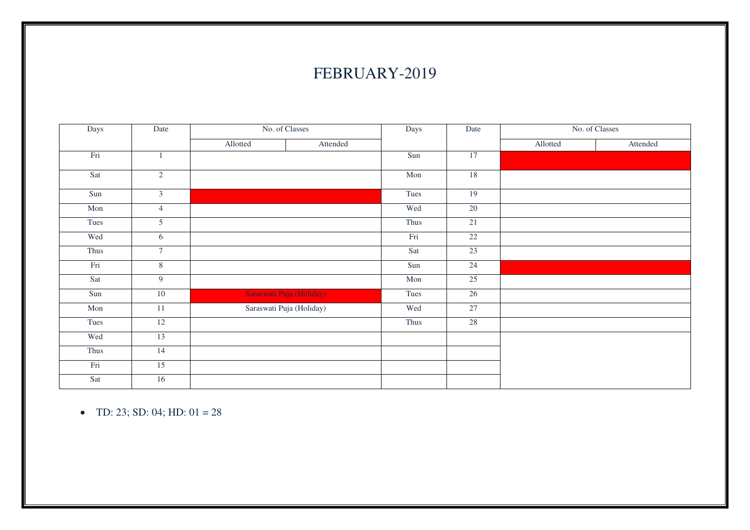# FEBRUARY-2019

| Days | Date | No. of Classes | | Days | Date | No. of Classes | |
|---|---|---|---|---|---|---|---|
| | | Allotted | Attended | | | Allotted | Attended |
| Fri | 1 | | | Sun | 17 | | |
| Sat | 2 | | | Mon | 18 | | |
| Sun | 3 | | | Tues | 19 | | |
| Mon | 4 | | | Wed | 20 | | |
| Tues | 5 | | | Thus | 21 | | |
| Wed | 6 | | | Fri | 22 | | |
| Thus | 7 | | | Sat | 23 | | |
| Fri | 8 | | | Sun | 24 | | |
| Sat | 9 | | | Mon | 25 | | |
| Sun | 10 | Saraswati Puja (Holiday) | | Tues | 26 | | |
| Mon | 11 | Saraswati Puja (Holiday) | | Wed | 27 | | |
| Tues | 12 | | | Thus | 28 | | |
| Wed | 13 | | | | | | |
| Thus | 14 | | | | | | |
| Fri | 15 | | | | | | |
| Sat | 16 | | | | | | |

- TD: 23; SD: 04; HD: 01 = 28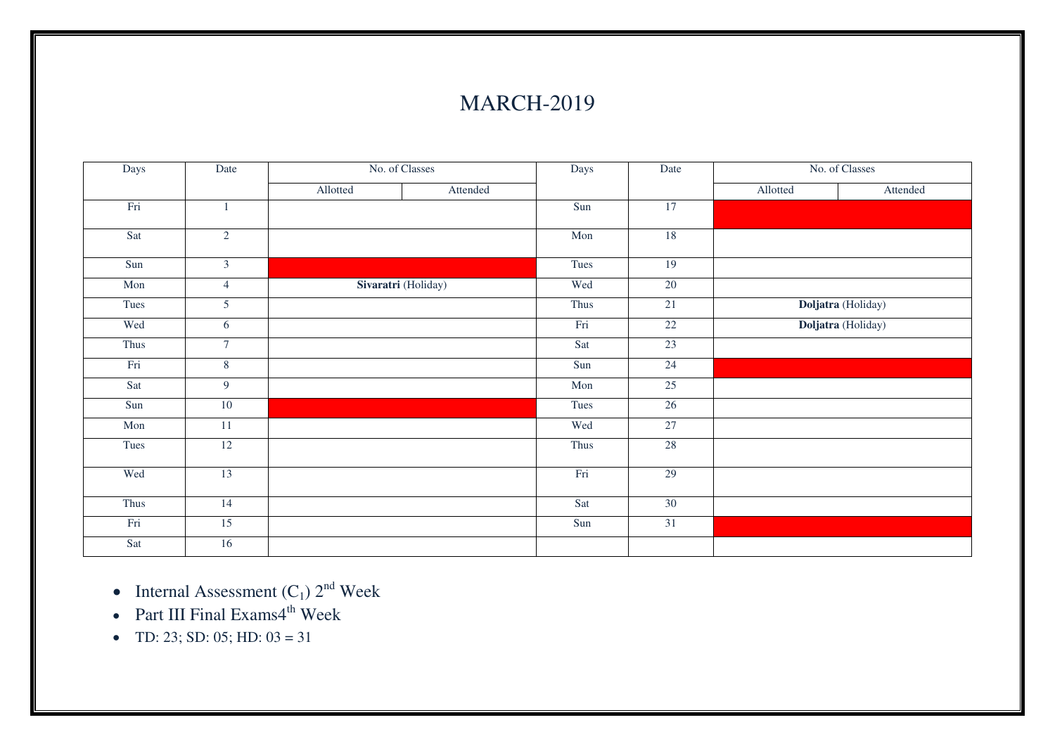# MARCH-2019

| Days | Date | No. of Classes | | Days | Date | No. of Classes | |
|---|---|---|---|---|---|---|---|
| | | Allotted | Attended | | | Allotted | Attended |
| Fri | 1 | | | Sun | 17 | | |
| Sat | 2 | | | Mon | 18 | | |
| Sun | 3 | | | Tues | 19 | | |
| Mon | 4 | **Sivaratri** (Holiday) | | Wed | 20 | | |
| Tues | 5 | | | Thus | 21 | **Doljatra** (Holiday) | |
| Wed | 6 | | | Fri | 22 | **Doljatra** (Holiday) | |
| Thus | 7 | | | Sat | 23 | | |
| Fri | 8 | | | Sun | 24 | | |
| Sat | 9 | | | Mon | 25 | | |
| Sun | 10 | | | Tues | 26 | | |
| Mon | 11 | | | Wed | 27 | | |
| Tues | 12 | | | Thus | 28 | | |
| Wed | 13 | | | Fri | 29 | | |
| Thus | 14 | | | Sat | 30 | | |
| Fri | 15 | | | Sun | 31 | | |
| Sat | 16 | | | | | | |

- Internal Assessment ($C_1$) 2nd Week
- Part III Final Exams4th Week
- TD: 23; SD: 05; HD: 03 = 31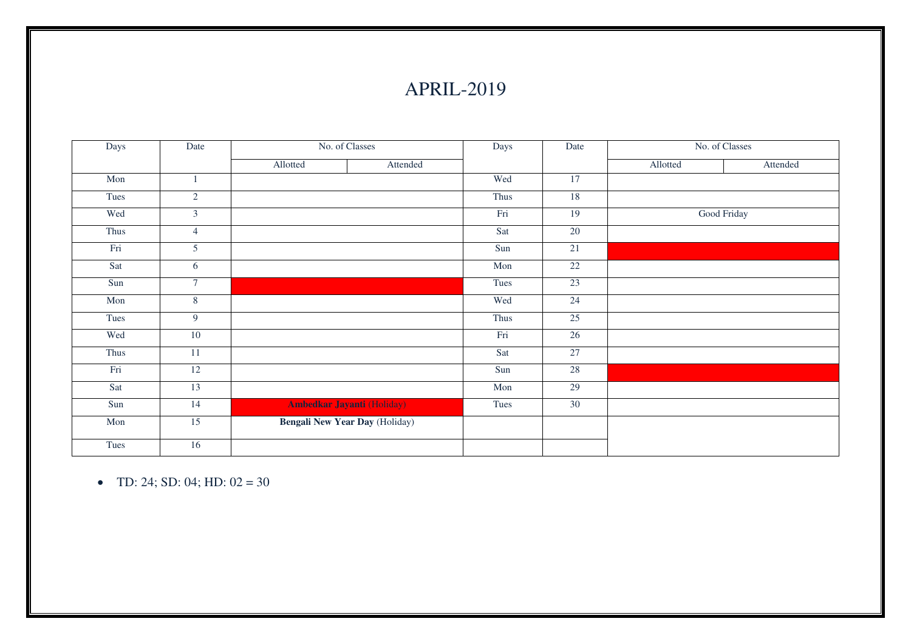# APRIL-2019

| Days | Date | No. of Classes | | Days | Date | No. of Classes | |
|---|---|---|---|---|---|---|---|
| | | Allotted | Attended | | | Allotted | Attended |
| Mon | 1 | | | Wed | 17 | | |
| Tues | 2 | | | Thus | 18 | | |
| Wed | 3 | | | Fri | 19 | Good Friday | |
| Thus | 4 | | | Sat | 20 | | |
| Fri | 5 | | | Sun | 21 | | |
| Sat | 6 | | | Mon | 22 | | |
| Sun | 7 | | | Tues | 23 | | |
| Mon | 8 | | | Wed | 24 | | |
| Tues | 9 | | | Thus | 25 | | |
| Wed | 10 | | | Fri | 26 | | |
| Thus | 11 | | | Sat | 27 | | |
| Fri | 12 | | | Sun | 28 | | |
| Sat | 13 | | | Mon | 29 | | |
| Sun | 14 | **Ambedkar Jayanti** (Holiday) | | Tues | 30 | | |
| Mon | 15 | **Bengali New Year Day** (Holiday) | | | | | |
| Tues | 16 | | | | | | |

- TD: 24; SD: 04; HD: 02 = 30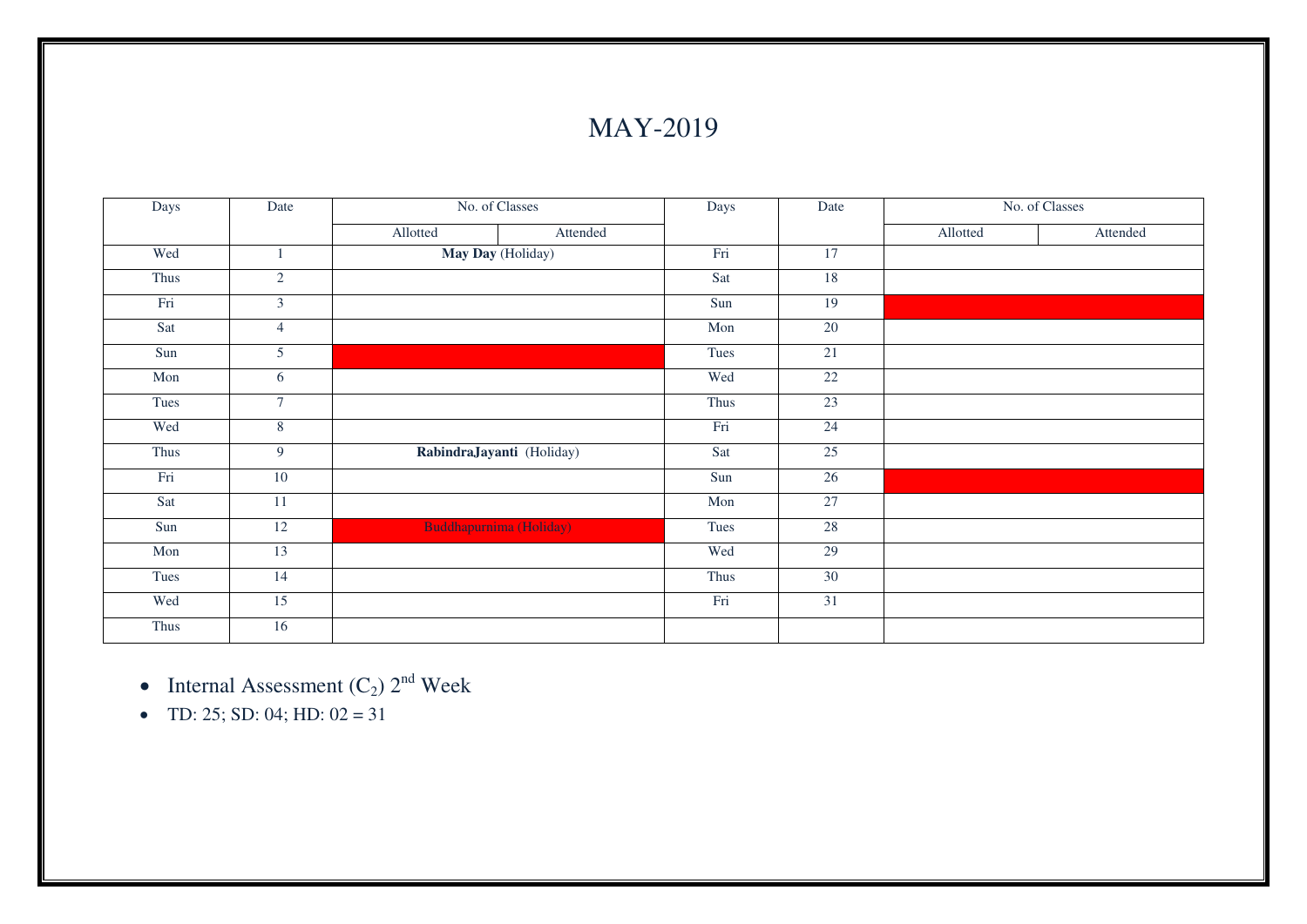# MAY-2019

| Days | Date | No. of Classes | | Days | Date | No. of Classes | |
|---|---|---|---|---|---|---|---|
| | | Allotted | Attended | | | Allotted | Attended |
| Wed | 1 | **May Day** (Holiday) | | Fri | 17 | | |
| Thus | 2 | | | Sat | 18 | | |
| Fri | 3 | | | Sun | 19 | | |
| Sat | 4 | | | Mon | 20 | | |
| Sun | 5 | | | Tues | 21 | | |
| Mon | 6 | | | Wed | 22 | | |
| Tues | 7 | | | Thus | 23 | | |
| Wed | 8 | | | Fri | 24 | | |
| Thus | 9 | **RabindraJayanti** (Holiday) | | Sat | 25 | | |
| Fri | 10 | | | Sun | 26 | | |
| Sat | 11 | | | Mon | 27 | | |
| Sun | 12 | Buddhapurnima (Holiday) | | Tues | 28 | | |
| Mon | 13 | | | Wed | 29 | | |
| Tues | 14 | | | Thus | 30 | | |
| Wed | 15 | | | Fri | 31 | | |
| Thus | 16 | | | | | | |

- Internal Assessment ($C_2$) 2nd Week
- TD: 25; SD: 04; HD: 02 = 31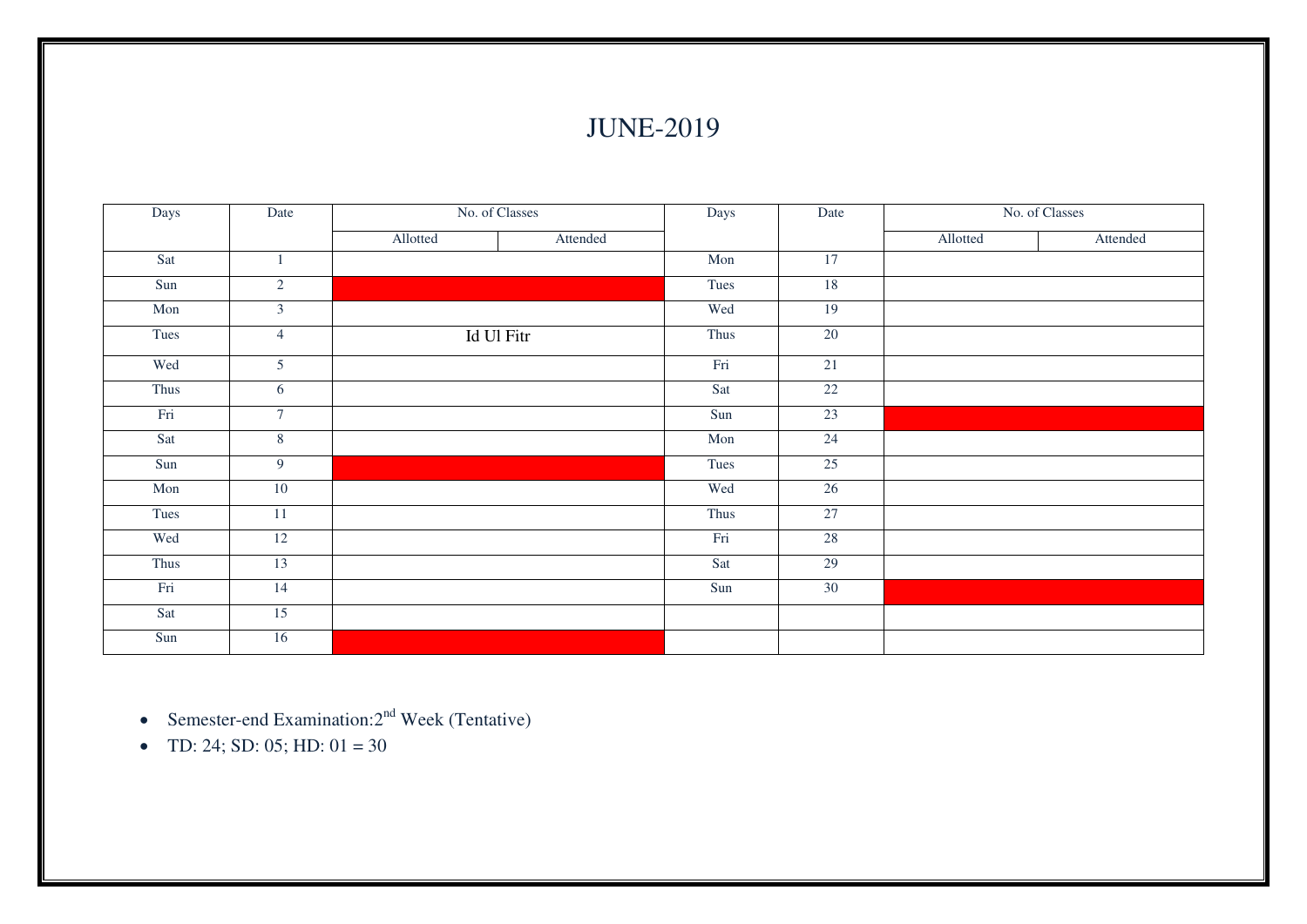# JUNE-2019

| Days | Date | No. of Classes | | Days | Date | No. of Classes | |
|---|---|---|---|---|---|---|---|
| | | Allotted | Attended | | | Allotted | Attended |
| Sat | 1 | | | Mon | 17 | | |
| Sun | 2 | | | Tues | 18 | | |
| Mon | 3 | | | Wed | 19 | | |
| Tues | 4 | Id Ul Fitr | | Thus | 20 | | |
| Wed | 5 | | | Fri | 21 | | |
| Thus | 6 | | | Sat | 22 | | |
| Fri | 7 | | | Sun | 23 | | |
| Sat | 8 | | | Mon | 24 | | |
| Sun | 9 | | | Tues | 25 | | |
| Mon | 10 | | | Wed | 26 | | |
| Tues | 11 | | | Thus | 27 | | |
| Wed | 12 | | | Fri | 28 | | |
| Thus | 13 | | | Sat | 29 | | |
| Fri | 14 | | | Sun | 30 | | |
| Sat | 15 | | | | | | |
| Sun | 16 | | | | | | |

- Semester-end Examination:2nd Week (Tentative)
- TD: 24; SD: 05; HD: 01 = 30